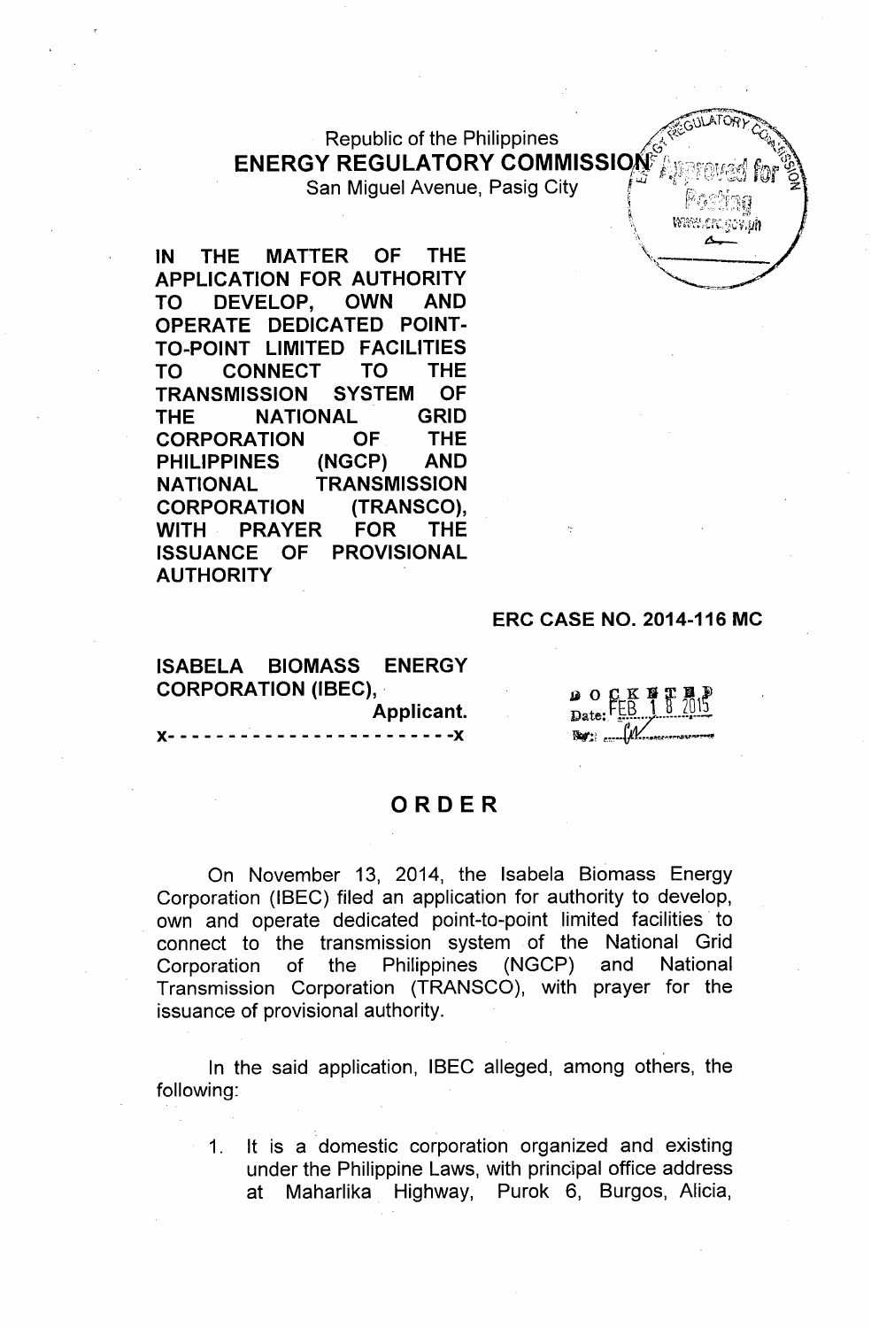Republic of the Philippines
**ENERGY REGULATORY COMMISSION**
San Miguel Avenue, Pasig City

**IN THE MATTER OF THE APPLICATION FOR AUTHORITY TO DEVELOP, OWN AND OPERATE DEDICATED POINT-TO-POINT LIMITED FACILITIES TO CONNECT TO THE TRANSMISSION SYSTEM OF THE NATIONAL GRID CORPORATION OF THE PHILIPPINES (NGCP) AND NATIONAL TRANSMISSION CORPORATION (TRANSCO), WITH PRAYER FOR THE ISSUANCE OF PROVISIONAL AUTHORITY**

**ERC CASE NO. 2014-116 MC**

**ISABELA BIOMASS ENERGY CORPORATION (IBEC),**
**Applicant.**
x- - - - - - - - - - - - - - - - - - - - - - - -x

DOCKETED
Date: FEB 18 2015
By: ___

# ORDER

On November 13, 2014, the Isabela Biomass Energy Corporation (IBEC) filed an application for authority to develop, own and operate dedicated point-to-point limited facilities to connect to the transmission system of the National Grid Corporation of the Philippines (NGCP) and National Transmission Corporation (TRANSCO), with prayer for the issuance of provisional authority.

In the said application, IBEC alleged, among others, the following:

1. It is a domestic corporation organized and existing under the Philippine Laws, with principal office address at Maharlika Highway, Purok 6, Burgos, Alicia,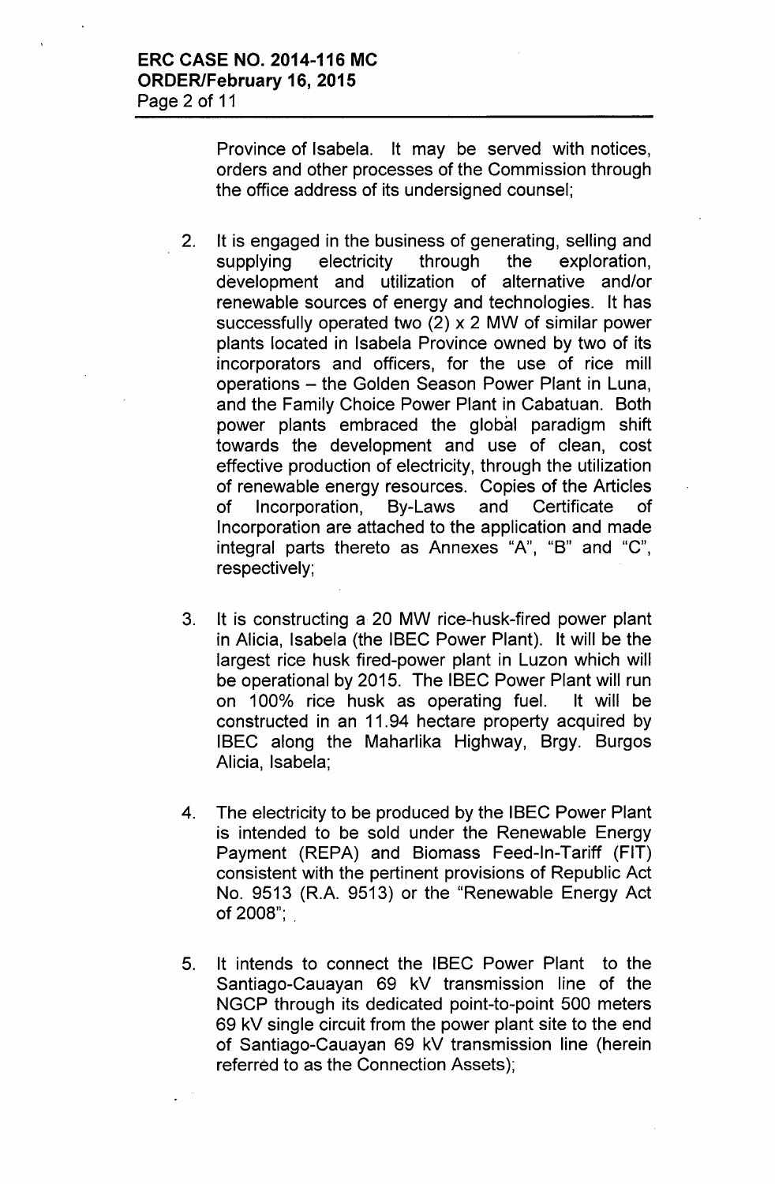Province of Isabela. It may be served with notices, orders and other processes of the Commission through the office address of its undersigned counsel;

2. It is engaged in the business of generating, selling and supplying electricity through the exploration, development and utilization of alternative and/or renewable sources of energy and technologies. It has successfully operated two (2) x 2 MW of similar power plants located in Isabela Province owned by two of its incorporators and officers, for the use of rice mill operations – the Golden Season Power Plant in Luna, and the Family Choice Power Plant in Cabatuan. Both power plants embraced the global paradigm shift towards the development and use of clean, cost effective production of electricity, through the utilization of renewable energy resources. Copies of the Articles of Incorporation, By-Laws and Certificate of Incorporation are attached to the application and made integral parts thereto as Annexes "A", "B" and "C", respectively;

3. It is constructing a 20 MW rice-husk-fired power plant in Alicia, Isabela (the IBEC Power Plant). It will be the largest rice husk fired-power plant in Luzon which will be operational by 2015. The IBEC Power Plant will run on 100% rice husk as operating fuel. It will be constructed in an 11.94 hectare property acquired by IBEC along the Maharlika Highway, Brgy. Burgos Alicia, Isabela;

4. The electricity to be produced by the IBEC Power Plant is intended to be sold under the Renewable Energy Payment (REPA) and Biomass Feed-In-Tariff (FIT) consistent with the pertinent provisions of Republic Act No. 9513 (R.A. 9513) or the "Renewable Energy Act of 2008";

5. It intends to connect the IBEC Power Plant to the Santiago-Cauayan 69 kV transmission line of the NGCP through its dedicated point-to-point 500 meters 69 kV single circuit from the power plant site to the end of Santiago-Cauayan 69 kV transmission line (herein referred to as the Connection Assets);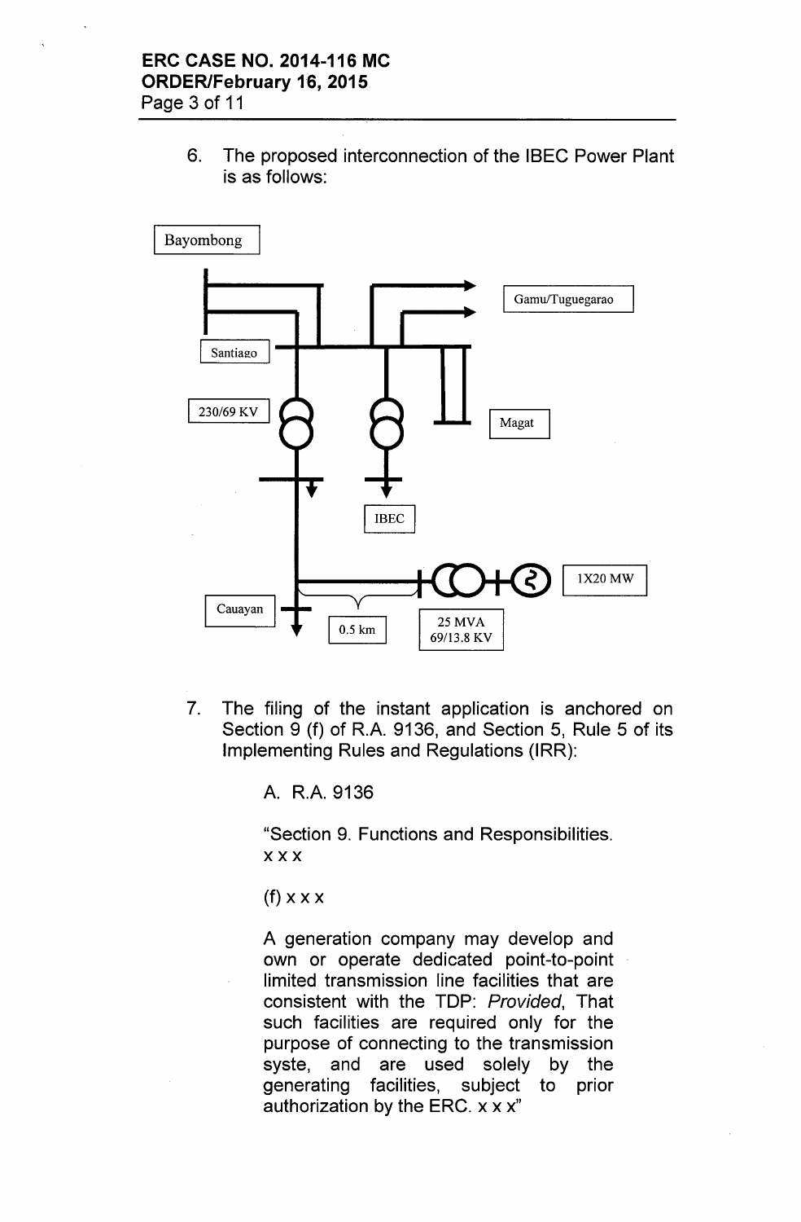6. The proposed interconnection of the IBEC Power Plant is as follows:

Bayombong

Gamu/Tuguegarao

Santiago

230/69 KV

Magat

IBEC

1X20 MW

Cauayan

0.5 km

25 MVA 69/13.8 KV

7. The filing of the instant application is anchored on Section 9 (f) of R.A. 9136, and Section 5, Rule 5 of its Implementing Rules and Regulations (IRR):

   A. R.A. 9136

   "Section 9. Functions and Responsibilities. x x x

   (f) x x x

   A generation company may develop and own or operate dedicated point-to-point limited transmission line facilities that are consistent with the TDP: *Provided*, That such facilities are required only for the purpose of connecting to the transmission syste, and are used solely by the generating facilities, subject to prior authorization by the ERC. x x x"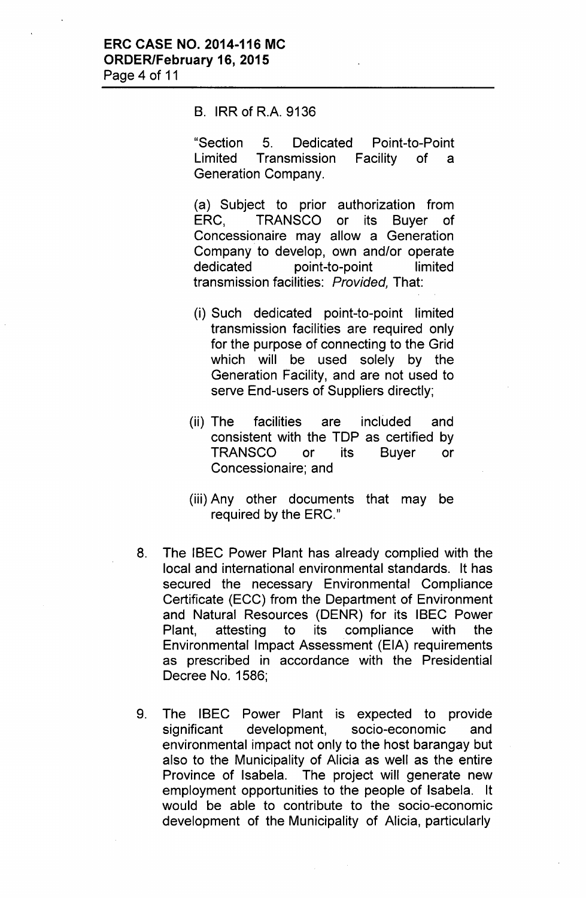B. IRR of R.A. 9136

"Section 5. Dedicated Point-to-Point Limited Transmission Facility of a Generation Company.

(a) Subject to prior authorization from ERC, TRANSCO or its Buyer of Concessionaire may allow a Generation Company to develop, own and/or operate dedicated point-to-point limited transmission facilities: *Provided,* That:

(i) Such dedicated point-to-point limited transmission facilities are required only for the purpose of connecting to the Grid which will be used solely by the Generation Facility, and are not used to serve End-users of Suppliers directly;

(ii) The facilities are included and consistent with the TDP as certified by TRANSCO or its Buyer or Concessionaire; and

(iii) Any other documents that may be required by the ERC."

8. The IBEC Power Plant has already complied with the local and international environmental standards. It has secured the necessary Environmental Compliance Certificate (ECC) from the Department of Environment and Natural Resources (DENR) for its IBEC Power Plant, attesting to its compliance with the Environmental Impact Assessment (EIA) requirements as prescribed in accordance with the Presidential Decree No. 1586;

9. The IBEC Power Plant is expected to provide significant development, socio-economic and environmental impact not only to the host barangay but also to the Municipality of Alicia as well as the entire Province of Isabela. The project will generate new employment opportunities to the people of Isabela. It would be able to contribute to the socio-economic development of the Municipality of Alicia, particularly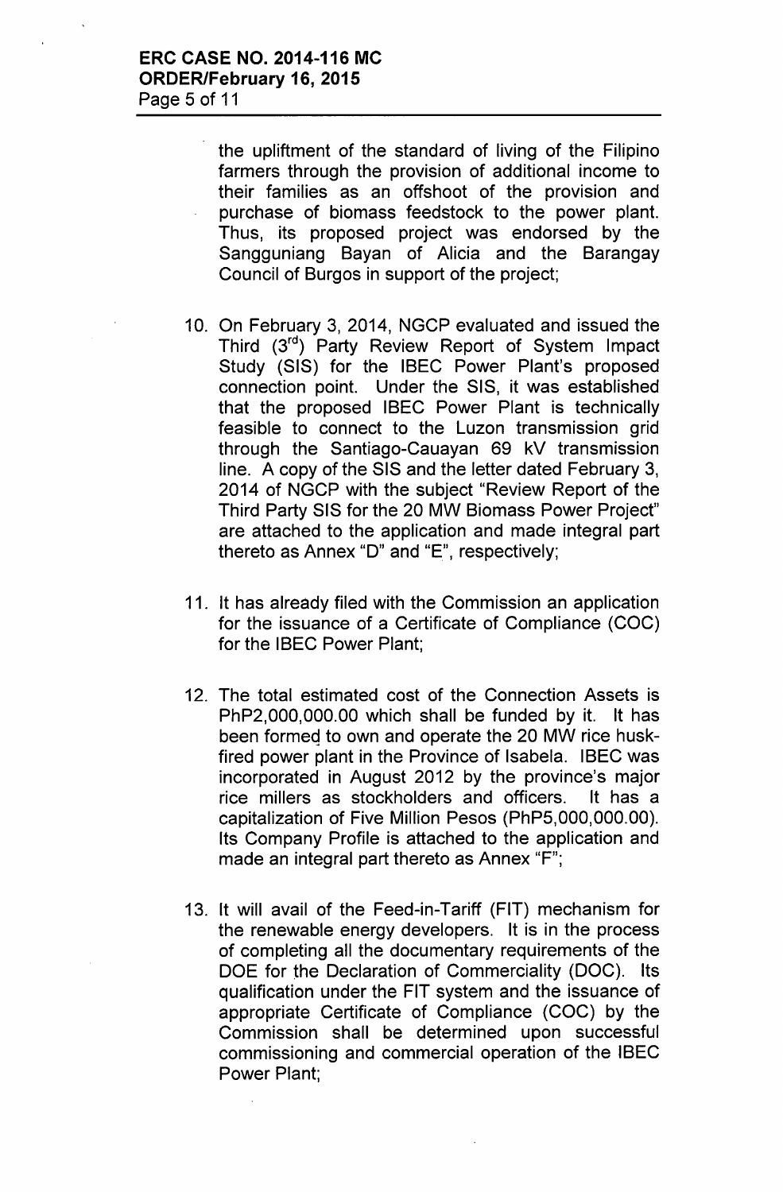the upliftment of the standard of living of the Filipino farmers through the provision of additional income to their families as an offshoot of the provision and purchase of biomass feedstock to the power plant. Thus, its proposed project was endorsed by the Sangguniang Bayan of Alicia and the Barangay Council of Burgos in support of the project;

10. On February 3, 2014, NGCP evaluated and issued the Third (3rd) Party Review Report of System Impact Study (SIS) for the IBEC Power Plant's proposed connection point. Under the SIS, it was established that the proposed IBEC Power Plant is technically feasible to connect to the Luzon transmission grid through the Santiago-Cauayan 69 kV transmission line. A copy of the SIS and the letter dated February 3, 2014 of NGCP with the subject "Review Report of the Third Party SIS for the 20 MW Biomass Power Project" are attached to the application and made integral part thereto as Annex "D" and "E", respectively;

11. It has already filed with the Commission an application for the issuance of a Certificate of Compliance (COC) for the IBEC Power Plant;

12. The total estimated cost of the Connection Assets is PhP2,000,000.00 which shall be funded by it. It has been formed to own and operate the 20 MW rice husk-fired power plant in the Province of Isabela. IBEC was incorporated in August 2012 by the province's major rice millers as stockholders and officers. It has a capitalization of Five Million Pesos (PhP5,000,000.00). Its Company Profile is attached to the application and made an integral part thereto as Annex "F";

13. It will avail of the Feed-in-Tariff (FIT) mechanism for the renewable energy developers. It is in the process of completing all the documentary requirements of the DOE for the Declaration of Commerciality (DOC). Its qualification under the FIT system and the issuance of appropriate Certificate of Compliance (COC) by the Commission shall be determined upon successful commissioning and commercial operation of the IBEC Power Plant;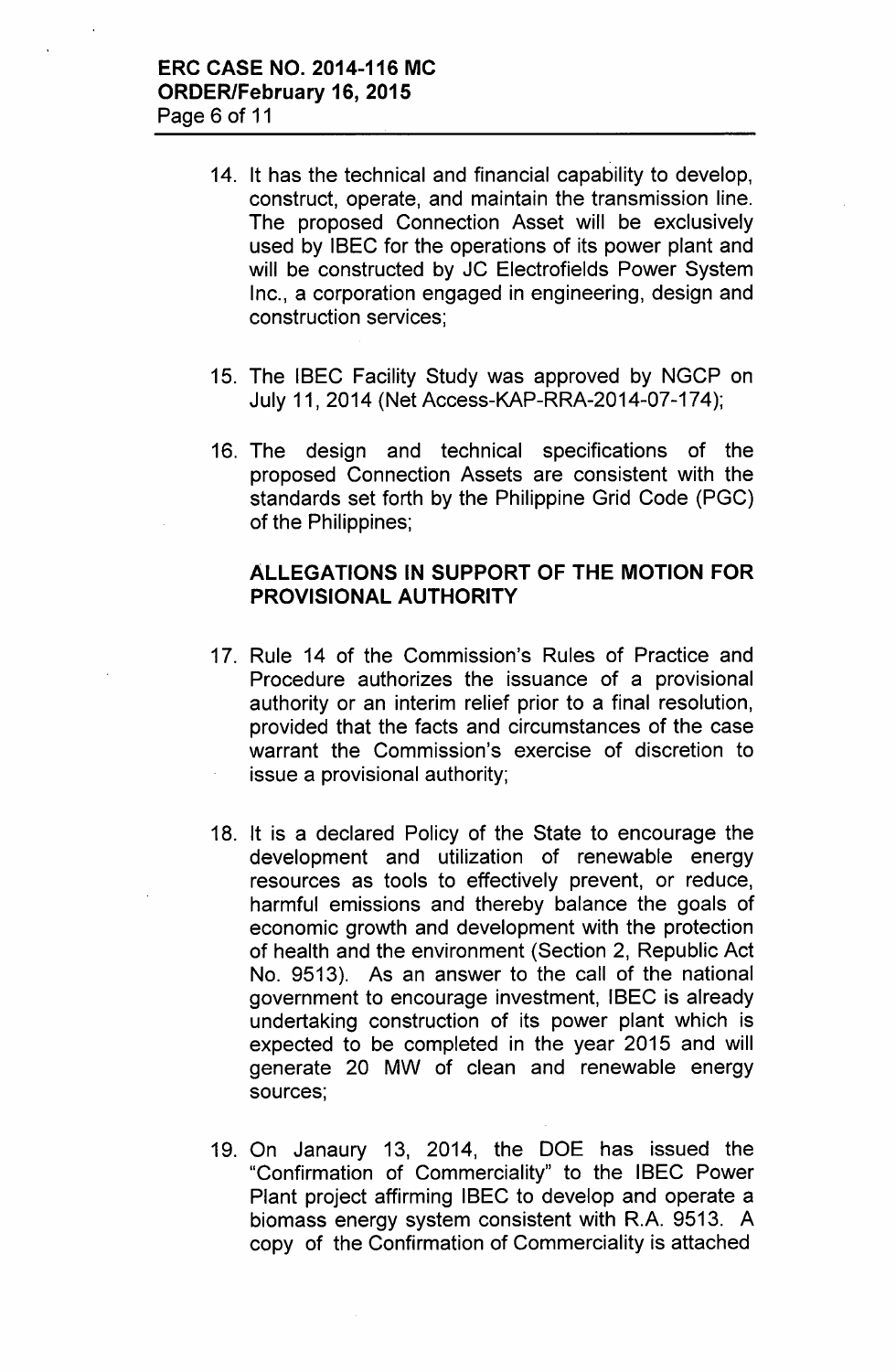14. It has the technical and financial capability to develop, construct, operate, and maintain the transmission line. The proposed Connection Asset will be exclusively used by IBEC for the operations of its power plant and will be constructed by JC Electrofields Power System Inc., a corporation engaged in engineering, design and construction services;

15. The IBEC Facility Study was approved by NGCP on July 11, 2014 (Net Access-KAP-RRA-2014-07-174);

16. The design and technical specifications of the proposed Connection Assets are consistent with the standards set forth by the Philippine Grid Code (PGC) of the Philippines;

**ALLEGATIONS IN SUPPORT OF THE MOTION FOR PROVISIONAL AUTHORITY**

17. Rule 14 of the Commission's Rules of Practice and Procedure authorizes the issuance of a provisional authority or an interim relief prior to a final resolution, provided that the facts and circumstances of the case warrant the Commission's exercise of discretion to issue a provisional authority;

18. It is a declared Policy of the State to encourage the development and utilization of renewable energy resources as tools to effectively prevent, or reduce, harmful emissions and thereby balance the goals of economic growth and development with the protection of health and the environment (Section 2, Republic Act No. 9513). As an answer to the call of the national government to encourage investment, IBEC is already undertaking construction of its power plant which is expected to be completed in the year 2015 and will generate 20 MW of clean and renewable energy sources;

19. On Janaury 13, 2014, the DOE has issued the "Confirmation of Commerciality" to the IBEC Power Plant project affirming IBEC to develop and operate a biomass energy system consistent with R.A. 9513. A copy of the Confirmation of Commerciality is attached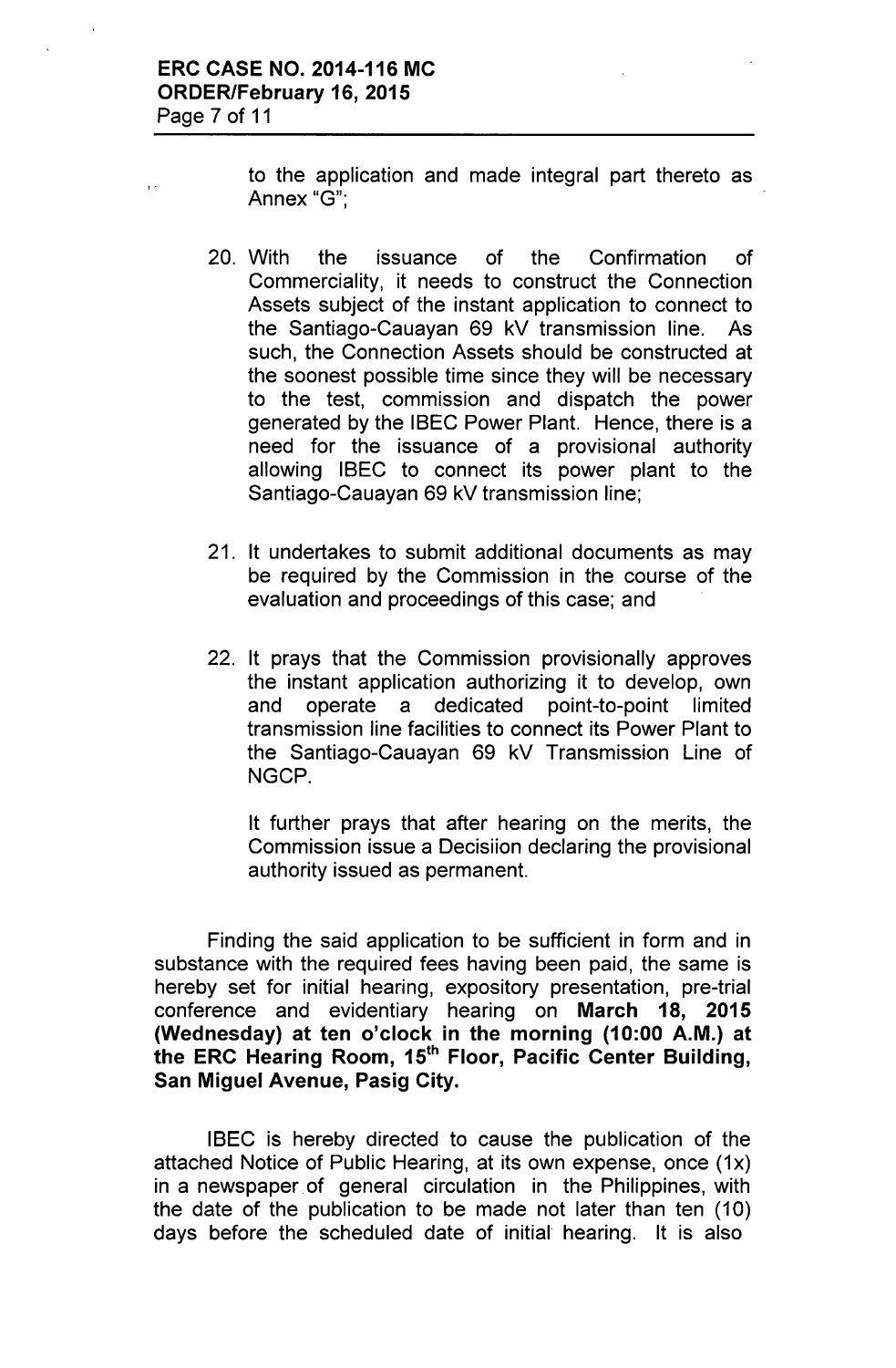to the application and made integral part thereto as Annex "G";

20. With the issuance of the Confirmation of Commerciality, it needs to construct the Connection Assets subject of the instant application to connect to the Santiago-Cauayan 69 kV transmission line. As such, the Connection Assets should be constructed at the soonest possible time since they will be necessary to the test, commission and dispatch the power generated by the IBEC Power Plant. Hence, there is a need for the issuance of a provisional authority allowing IBEC to connect its power plant to the Santiago-Cauayan 69 kV transmission line;

21. It undertakes to submit additional documents as may be required by the Commission in the course of the evaluation and proceedings of this case; and

22. It prays that the Commission provisionally approves the instant application authorizing it to develop, own and operate a dedicated point-to-point limited transmission line facilities to connect its Power Plant to the Santiago-Cauayan 69 kV Transmission Line of NGCP.

    It further prays that after hearing on the merits, the Commission issue a Decisiion declaring the provisional authority issued as permanent.

Finding the said application to be sufficient in form and in substance with the required fees having been paid, the same is hereby set for initial hearing, expository presentation, pre-trial conference and evidentiary hearing on **March 18, 2015 (Wednesday) at ten o'clock in the morning (10:00 A.M.) at the ERC Hearing Room, 15th Floor, Pacific Center Building, San Miguel Avenue, Pasig City.**

IBEC is hereby directed to cause the publication of the attached Notice of Public Hearing, at its own expense, once (1x) in a newspaper of general circulation in the Philippines, with the date of the publication to be made not later than ten (10) days before the scheduled date of initial hearing. It is also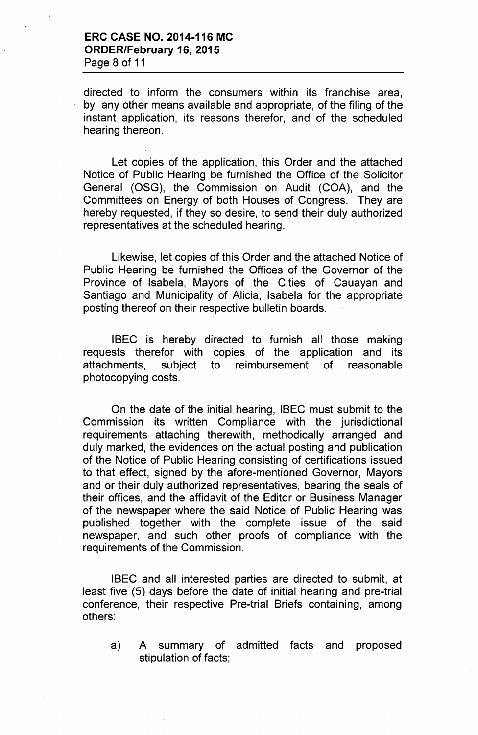directed to inform the consumers within its franchise area, by any other means available and appropriate, of the filing of the instant application, its reasons therefor, and of the scheduled hearing thereon.

Let copies of the application, this Order and the attached Notice of Public Hearing be furnished the Office of the Solicitor General (OSG), the Commission on Audit (COA), and the Committees on Energy of both Houses of Congress. They are hereby requested, if they so desire, to send their duly authorized representatives at the scheduled hearing.

Likewise, let copies of this Order and the attached Notice of Public Hearing be furnished the Offices of the Governor of the Province of Isabela, Mayors of the Cities of Cauayan and Santiago and Municipality of Alicia, Isabela for the appropriate posting thereof on their respective bulletin boards.

IBEC is hereby directed to furnish all those making requests therefor with copies of the application and its attachments, subject to reimbursement of reasonable photocopying costs.

On the date of the initial hearing, IBEC must submit to the Commission its written Compliance with the jurisdictional requirements attaching therewith, methodically arranged and duly marked, the evidences on the actual posting and publication of the Notice of Public Hearing consisting of certifications issued to that effect, signed by the afore-mentioned Governor, Mayors and or their duly authorized representatives, bearing the seals of their offices, and the affidavit of the Editor or Business Manager of the newspaper where the said Notice of Public Hearing was published together with the complete issue of the said newspaper, and such other proofs of compliance with the requirements of the Commission.

IBEC and all interested parties are directed to submit, at least five (5) days before the date of initial hearing and pre-trial conference, their respective Pre-trial Briefs containing, among others:

a) A summary of admitted facts and proposed stipulation of facts;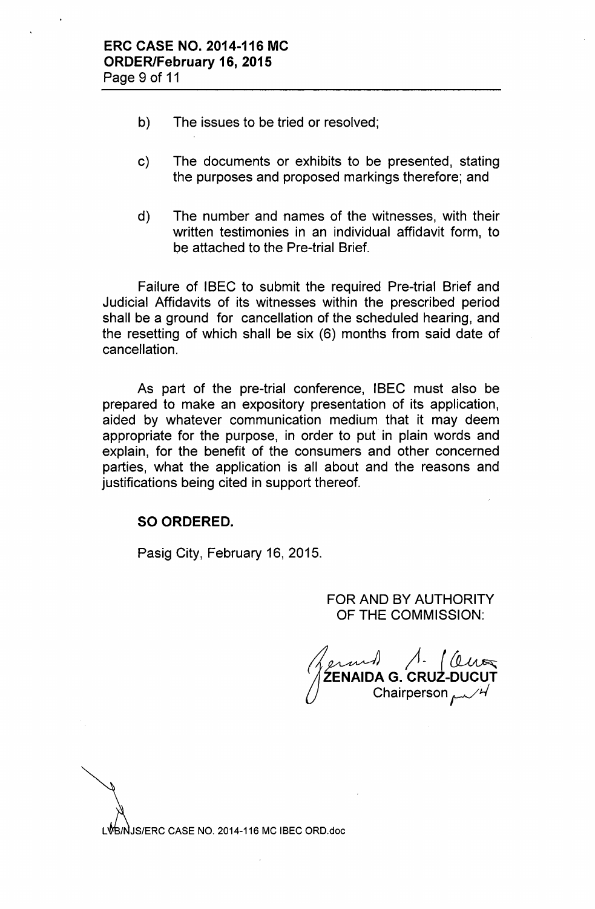b) The issues to be tried or resolved;

c) The documents or exhibits to be presented, stating the purposes and proposed markings therefore; and

d) The number and names of the witnesses, with their written testimonies in an individual affidavit form, to be attached to the Pre-trial Brief.

Failure of IBEC to submit the required Pre-trial Brief and Judicial Affidavits of its witnesses within the prescribed period shall be a ground for cancellation of the scheduled hearing, and the resetting of which shall be six (6) months from said date of cancellation.

As part of the pre-trial conference, IBEC must also be prepared to make an expository presentation of its application, aided by whatever communication medium that it may deem appropriate for the purpose, in order to put in plain words and explain, for the benefit of the consumers and other concerned parties, what the application is all about and the reasons and justifications being cited in support thereof.

**SO ORDERED.**

Pasig City, February 16, 2015.

FOR AND BY AUTHORITY
OF THE COMMISSION:

**ZENAIDA G. CRUZ-DUCUT**
Chairperson

LVB/NJS/ERC CASE NO. 2014-116 MC IBEC ORD.doc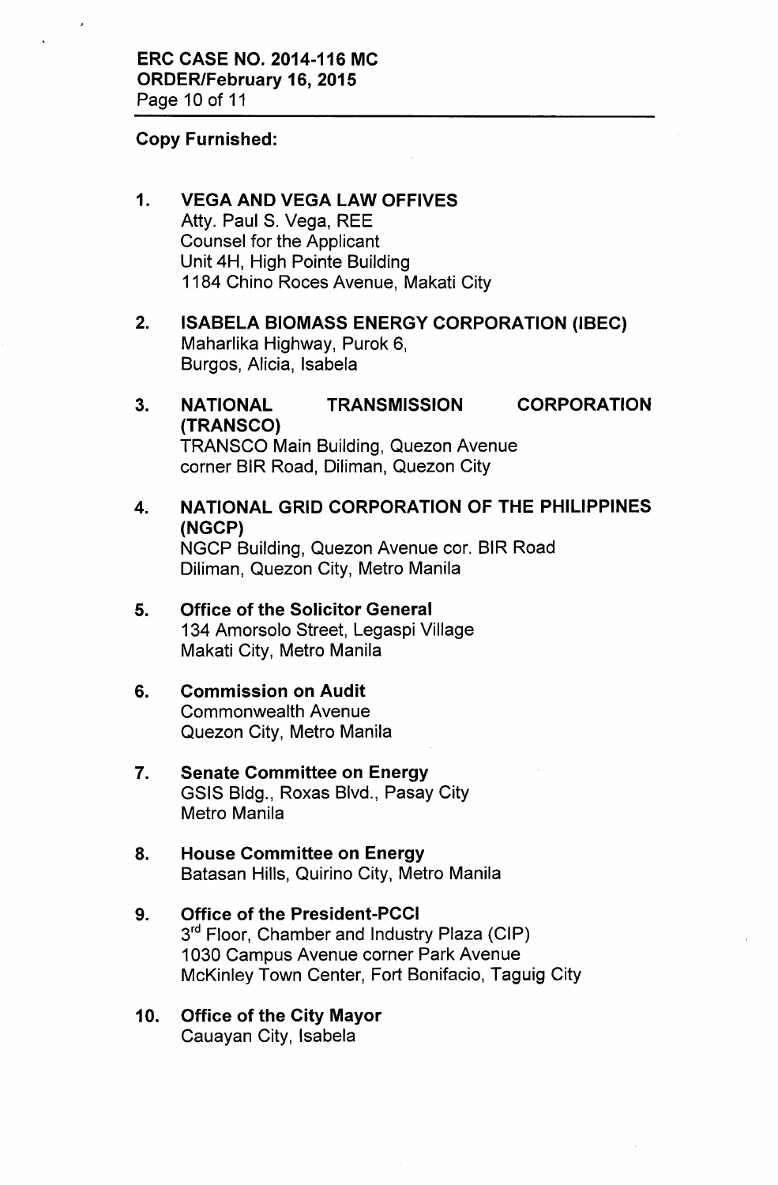**Copy Furnished:**

1. **VEGA AND VEGA LAW OFFIVES**
   Atty. Paul S. Vega, REE
   Counsel for the Applicant
   Unit 4H, High Pointe Building
   1184 Chino Roces Avenue, Makati City

2. **ISABELA BIOMASS ENERGY CORPORATION (IBEC)**
   Maharlika Highway, Purok 6,
   Burgos, Alicia, Isabela

3. **NATIONAL TRANSMISSION CORPORATION (TRANSCO)**
   TRANSCO Main Building, Quezon Avenue
   corner BIR Road, Diliman, Quezon City

4. **NATIONAL GRID CORPORATION OF THE PHILIPPINES (NGCP)**
   NGCP Building, Quezon Avenue cor. BIR Road
   Diliman, Quezon City, Metro Manila

5. **Office of the Solicitor General**
   134 Amorsolo Street, Legaspi Village
   Makati City, Metro Manila

6. **Commission on Audit**
   Commonwealth Avenue
   Quezon City, Metro Manila

7. **Senate Committee on Energy**
   GSIS Bldg., Roxas Blvd., Pasay City
   Metro Manila

8. **House Committee on Energy**
   Batasan Hills, Quirino City, Metro Manila

9. **Office of the President-PCCI**
   3rd Floor, Chamber and Industry Plaza (CIP)
   1030 Campus Avenue corner Park Avenue
   McKinley Town Center, Fort Bonifacio, Taguig City

10. **Office of the City Mayor**
    Cauayan City, Isabela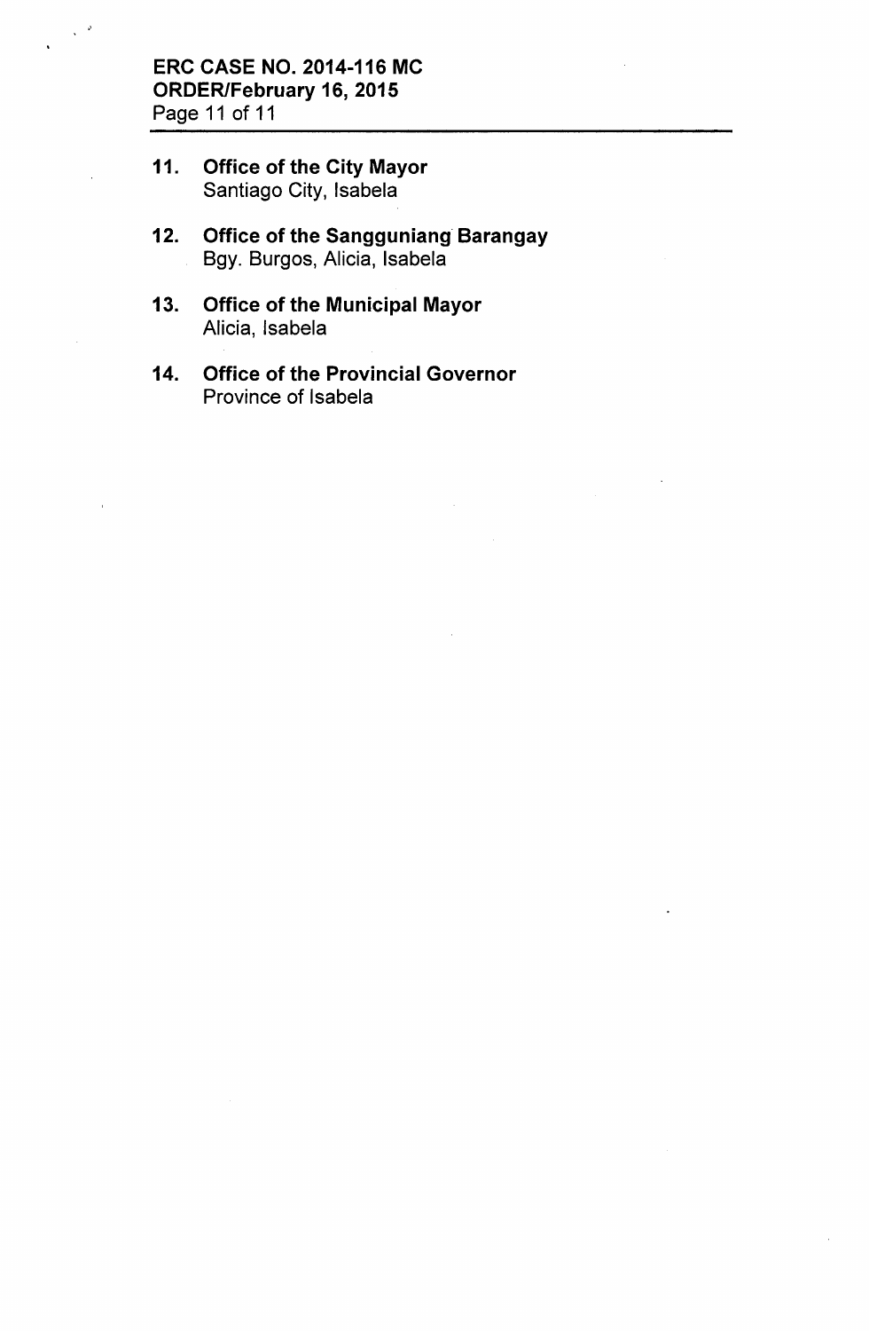11. **Office of the City Mayor**
    Santiago City, Isabela

12. **Office of the Sangguniang Barangay**
    Bgy. Burgos, Alicia, Isabela

13. **Office of the Municipal Mayor**
    Alicia, Isabela

14. **Office of the Provincial Governor**
    Province of Isabela